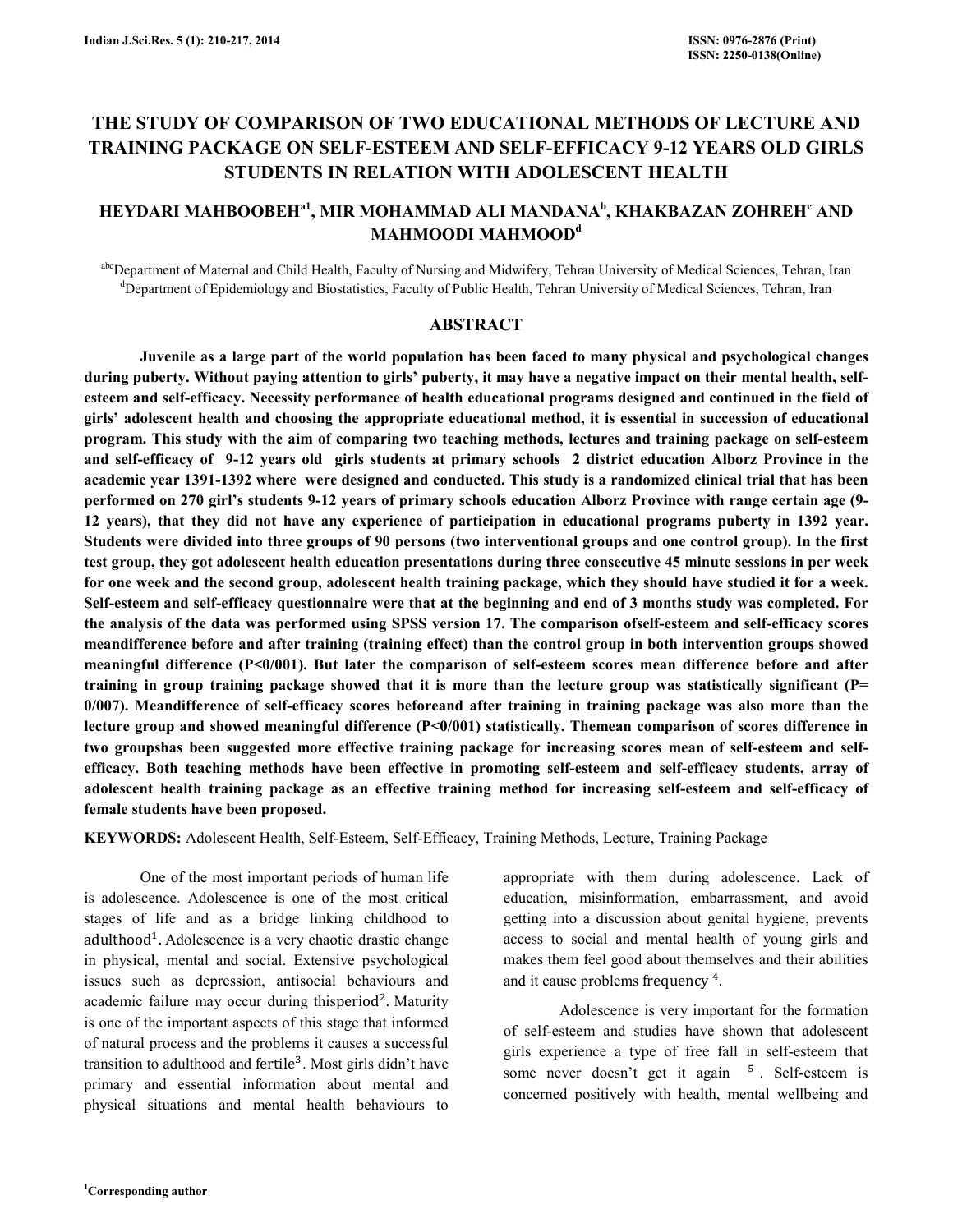# THE STUDY OF COMPARISON OF TWO EDUCATIONAL METHODS OF LECTURE AND TRAINING PACKAGE ON SELF-ESTEEM AND SELF-EFFICACY 9-12 YEARS OLD GIRLS STUDENTS IN RELATION WITH ADOLESCENT HEALTH

**HEYDARI MAHBOOBEH[a1], MIR MOHAMMAD ALI MANDANA[b], KHAKBAZAN ZOHREH[c] AND MAHMOODI MAHMOOD[d]**

[abc]Department of Maternal and Child Health, Faculty of Nursing and Midwifery, Tehran University of Medical Sciences, Tehran, Iran
[d]Department of Epidemiology and Biostatistics, Faculty of Public Health, Tehran University of Medical Sciences, Tehran, Iran

## ABSTRACT

**Juvenile as a large part of the world population has been faced to many physical and psychological changes during puberty. Without paying attention to girls' puberty, it may have a negative impact on their mental health, self-esteem and self-efficacy. Necessity performance of health educational programs designed and continued in the field of girls' adolescent health and choosing the appropriate educational method, it is essential in succession of educational program. This study with the aim of comparing two teaching methods, lectures and training package on self-esteem and self-efficacy of 9-12 years old girls students at primary schools 2 district education Alborz Province in the academic year 1391-1392 where were designed and conducted. This study is a randomized clinical trial that has been performed on 270 girl's students 9-12 years of primary schools education Alborz Province with range certain age (9-12 years), that they did not have any experience of participation in educational programs puberty in 1392 year. Students were divided into three groups of 90 persons (two interventional groups and one control group). In the first test group, they got adolescent health education presentations during three consecutive 45 minute sessions in per week for one week and the second group, adolescent health training package, which they should have studied it for a week. Self-esteem and self-efficacy questionnaire were that at the beginning and end of 3 months study was completed. For the analysis of the data was performed using SPSS version 17. The comparison ofself-esteem and self-efficacy scores meandifference before and after training (training effect) than the control group in both intervention groups showed meaningful difference (P<0/001). But later the comparison of self-esteem scores mean difference before and after training in group training package showed that it is more than the lecture group was statistically significant (P= 0/007). Meandifference of self-efficacy scores beforeand after training in training package was also more than the lecture group and showed meaningful difference (P<0/001) statistically. Themean comparison of scores difference in two groupshas been suggested more effective training package for increasing scores mean of self-esteem and self-efficacy. Both teaching methods have been effective in promoting self-esteem and self-efficacy students, array of adolescent health training package as an effective training method for increasing self-esteem and self-efficacy of female students have been proposed.**

**KEYWORDS:** Adolescent Health, Self-Esteem, Self-Efficacy, Training Methods, Lecture, Training Package

One of the most important periods of human life is adolescence. Adolescence is one of the most critical stages of life and as a bridge linking childhood to adulthood[1]. Adolescence is a very chaotic drastic change in physical, mental and social. Extensive psychological issues such as depression, antisocial behaviours and academic failure may occur during thisperiod[2]. Maturity is one of the important aspects of this stage that informed of natural process and the problems it causes a successful transition to adulthood and fertile[3]. Most girls didn't have primary and essential information about mental and physical situations and mental health behaviours to appropriate with them during adolescence. Lack of education, misinformation, embarrassment, and avoid getting into a discussion about genital hygiene, prevents access to social and mental health of young girls and makes them feel good about themselves and their abilities and it cause problems frequency [4].

Adolescence is very important for the formation of self-esteem and studies have shown that adolescent girls experience a type of free fall in self-esteem that some never doesn't get it again [5]. Self-esteem is concerned positively with health, mental wellbeing and

[1]Corresponding author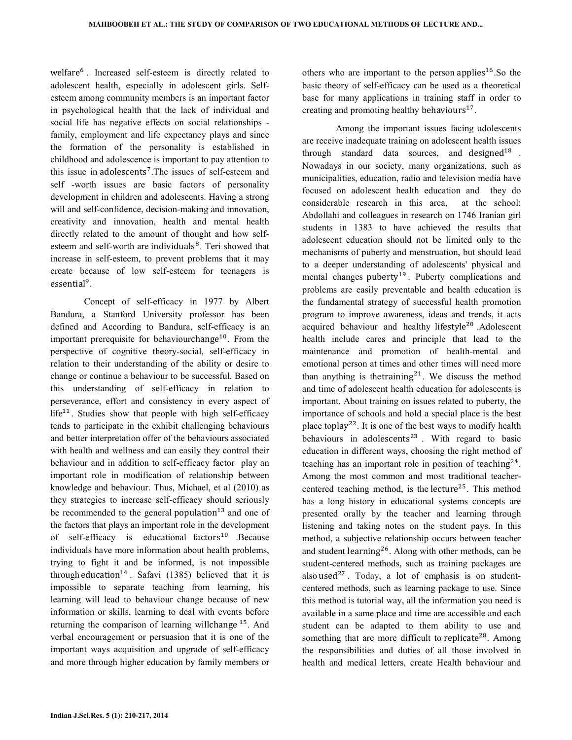welfare[6] . Increased self-esteem is directly related to adolescent health, especially in adolescent girls. Self-esteem among community members is an important factor in psychological health that the lack of individual and social life has negative effects on social relationships - family, employment and life expectancy plays and since the formation of the personality is established in childhood and adolescence is important to pay attention to this issue in adolescents[7].The issues of self-esteem and self -worth issues are basic factors of personality development in children and adolescents. Having a strong will and self-confidence, decision-making and innovation, creativity and innovation, health and mental health directly related to the amount of thought and how self-esteem and self-worth are individuals[8]. Teri showed that increase in self-esteem, to prevent problems that it may create because of low self-esteem for teenagers is essential[9].

Concept of self-efficacy in 1977 by Albert Bandura, a Stanford University professor has been defined and According to Bandura, self-efficacy is an important prerequisite for behaviourchange[10]. From the perspective of cognitive theory-social, self-efficacy in relation to their understanding of the ability or desire to change or continue a behaviour to be successful. Based on this understanding of self-efficacy in relation to perseverance, effort and consistency in every aspect of life[11]. Studies show that people with high self-efficacy tends to participate in the exhibit challenging behaviours and better interpretation offer of the behaviours associated with health and wellness and can easily they control their behaviour and in addition to self-efficacy factor play an important role in modification of relationship between knowledge and behaviour. Thus, Michael, et al (2010) as they strategies to increase self-efficacy should seriously be recommended to the general population[13] and one of the factors that plays an important role in the development of self-efficacy is educational factors[10] .Because individuals have more information about health problems, trying to fight it and be informed, is not impossible through education[14] . Safavi (1385) believed that it is impossible to separate teaching from learning, his learning will lead to behaviour change because of new information or skills, learning to deal with events before returning the comparison of learning willchange [15]. And verbal encouragement or persuasion that it is one of the important ways acquisition and upgrade of self-efficacy and more through higher education by family members or others who are important to the person applies[16].So the basic theory of self-efficacy can be used as a theoretical base for many applications in training staff in order to creating and promoting healthy behaviours[17].

Among the important issues facing adolescents are receive inadequate training on adolescent health issues through standard data sources, and designed[18] . Nowadays in our society, many organizations, such as municipalities, education, radio and television media have focused on adolescent health education and they do considerable research in this area, at the school: Abdollahi and colleagues in research on 1746 Iranian girl students in 1383 to have achieved the results that adolescent education should not be limited only to the mechanisms of puberty and menstruation, but should lead to a deeper understanding of adolescents' physical and mental changes puberty[19] . Puberty complications and problems are easily preventable and health education is the fundamental strategy of successful health promotion program to improve awareness, ideas and trends, it acts acquired behaviour and healthy lifestyle[20] .Adolescent health include cares and principle that lead to the maintenance and promotion of health-mental and emotional person at times and other times will need more than anything is thetraining[21]. We discuss the method and time of adolescent health education for adolescents is important. About training on issues related to puberty, the importance of schools and hold a special place is the best place toplay[22]. It is one of the best ways to modify health behaviours in adolescents[23] . With regard to basic education in different ways, choosing the right method of teaching has an important role in position of teaching[24]. Among the most common and most traditional teacher-centered teaching method, is the lecture[25]. This method has a long history in educational systems concepts are presented orally by the teacher and learning through listening and taking notes on the student pays. In this method, a subjective relationship occurs between teacher and student learning[26]. Along with other methods, can be student-centered methods, such as training packages are also used[27] . Today, a lot of emphasis is on student-centered methods, such as learning package to use. Since this method is tutorial way, all the information you need is available in a same place and time are accessible and each student can be adapted to them ability to use and something that are more difficult to replicate[28]. Among the responsibilities and duties of all those involved in health and medical letters, create Health behaviour and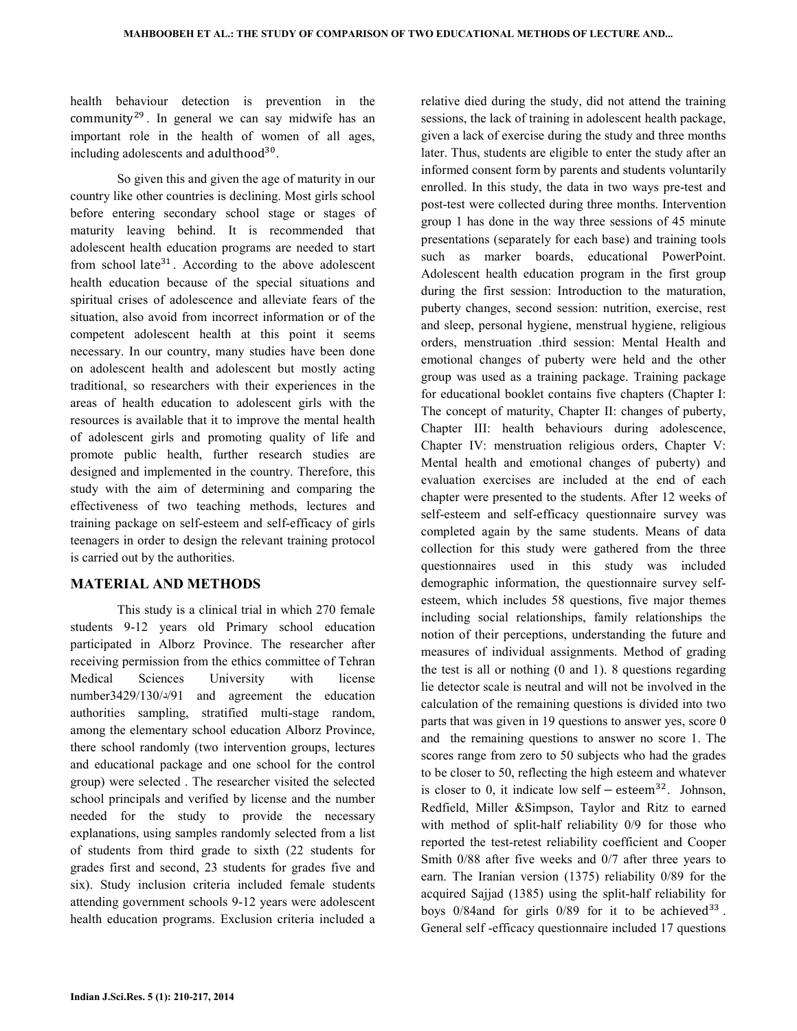health behaviour detection is prevention in the community[29]. In general we can say midwife has an important role in the health of women of all ages, including adolescents and adulthood[30].

So given this and given the age of maturity in our country like other countries is declining. Most girls school before entering secondary school stage or stages of maturity leaving behind. It is recommended that adolescent health education programs are needed to start from school late[31]. According to the above adolescent health education because of the special situations and spiritual crises of adolescence and alleviate fears of the situation, also avoid from incorrect information or of the competent adolescent health at this point it seems necessary. In our country, many studies have been done on adolescent health and adolescent but mostly acting traditional, so researchers with their experiences in the areas of health education to adolescent girls with the resources is available that it to improve the mental health of adolescent girls and promoting quality of life and promote public health, further research studies are designed and implemented in the country. Therefore, this study with the aim of determining and comparing the effectiveness of two teaching methods, lectures and training package on self-esteem and self-efficacy of girls teenagers in order to design the relevant training protocol is carried out by the authorities.

## MATERIAL AND METHODS

This study is a clinical trial in which 270 female students 9-12 years old Primary school education participated in Alborz Province. The researcher after receiving permission from the ethics committee of Tehran Medical Sciences University with license number3429/130/د/91 and agreement the education authorities sampling, stratified multi-stage random, among the elementary school education Alborz Province, there school randomly (two intervention groups, lectures and educational package and one school for the control group) were selected . The researcher visited the selected school principals and verified by license and the number needed for the study to provide the necessary explanations, using samples randomly selected from a list of students from third grade to sixth (22 students for grades first and second, 23 students for grades five and six). Study inclusion criteria included female students attending government schools 9-12 years were adolescent health education programs. Exclusion criteria included a relative died during the study, did not attend the training sessions, the lack of training in adolescent health package, given a lack of exercise during the study and three months later. Thus, students are eligible to enter the study after an informed consent form by parents and students voluntarily enrolled. In this study, the data in two ways pre-test and post-test were collected during three months. Intervention group 1 has done in the way three sessions of 45 minute presentations (separately for each base) and training tools such as marker boards, educational PowerPoint. Adolescent health education program in the first group during the first session: Introduction to the maturation, puberty changes, second session: nutrition, exercise, rest and sleep, personal hygiene, menstrual hygiene, religious orders, menstruation .third session: Mental Health and emotional changes of puberty were held and the other group was used as a training package. Training package for educational booklet contains five chapters (Chapter I: The concept of maturity, Chapter II: changes of puberty, Chapter III: health behaviours during adolescence, Chapter IV: menstruation religious orders, Chapter V: Mental health and emotional changes of puberty) and evaluation exercises are included at the end of each chapter were presented to the students. After 12 weeks of self-esteem and self-efficacy questionnaire survey was completed again by the same students. Means of data collection for this study were gathered from the three questionnaires used in this study was included demographic information, the questionnaire survey self-esteem, which includes 58 questions, five major themes including social relationships, family relationships the notion of their perceptions, understanding the future and measures of individual assignments. Method of grading the test is all or nothing (0 and 1). 8 questions regarding lie detector scale is neutral and will not be involved in the calculation of the remaining questions is divided into two parts that was given in 19 questions to answer yes, score 0 and the remaining questions to answer no score 1. The scores range from zero to 50 subjects who had the grades to be closer to 50, reflecting the high esteem and whatever is closer to 0, it indicate low self – esteem[32]. Johnson, Redfield, Miller &Simpson, Taylor and Ritz to earned with method of split-half reliability 0/9 for those who reported the test-retest reliability coefficient and Cooper Smith 0/88 after five weeks and 0/7 after three years to earn. The Iranian version (1375) reliability 0/89 for the acquired Sajjad (1385) using the split-half reliability for boys 0/84and for girls 0/89 for it to be achieved[33]. General self -efficacy questionnaire included 17 questions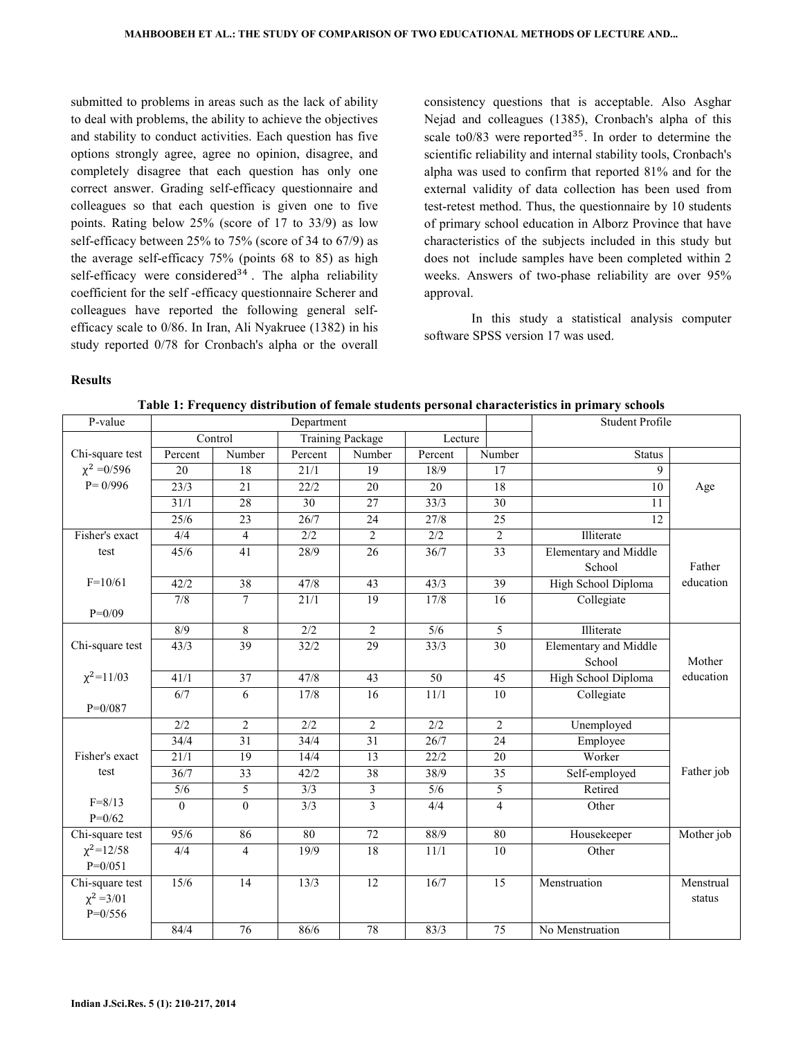submitted to problems in areas such as the lack of ability to deal with problems, the ability to achieve the objectives and stability to conduct activities. Each question has five options strongly agree, agree no opinion, disagree, and completely disagree that each question has only one correct answer. Grading self-efficacy questionnaire and colleagues so that each question is given one to five points. Rating below 25% (score of 17 to 33/9) as low self-efficacy between 25% to 75% (score of 34 to 67/9) as the average self-efficacy 75% (points 68 to 85) as high self-efficacy were considered[34]. The alpha reliability coefficient for the self -efficacy questionnaire Scherer and colleagues have reported the following general self-efficacy scale to 0/86. In Iran, Ali Nyakruee (1382) in his study reported 0/78 for Cronbach's alpha or the overall consistency questions that is acceptable. Also Asghar Nejad and colleagues (1385), Cronbach's alpha of this scale to0/83 were reported[35]. In order to determine the scientific reliability and internal stability tools, Cronbach's alpha was used to confirm that reported 81% and for the external validity of data collection has been used from test-retest method. Thus, the questionnaire by 10 students of primary school education in Alborz Province that have characteristics of the subjects included in this study but does not include samples have been completed within 2 weeks. Answers of two-phase reliability are over 95% approval.

In this study a statistical analysis computer software SPSS version 17 was used.

**Results**

**Table 1: Frequency distribution of female students personal characteristics in primary schools**

| P-value | Department | | | | | | Student Profile | |
|---|---|---|---|---|---|---|---|---|
| | Control | | Training Package | | Lecture | | | |
| | Percent | Number | Percent | Number | Percent | Number | Status | |
| Chi-square test $\chi^2$ =0/596 P= 0/996 | 20 | 18 | 21/1 | 19 | 18/9 | 17 | 9 | Age |
| | 23/3 | 21 | 22/2 | 20 | 20 | 18 | 10 | |
| | 31/1 | 28 | 30 | 27 | 33/3 | 30 | 11 | |
| | 25/6 | 23 | 26/7 | 24 | 27/8 | 25 | 12 | |
| Fisher's exact test F=10/61 P=0/09 | 4/4 | 4 | 2/2 | 2 | 2/2 | 2 | Illiterate | Father education |
| | 45/6 | 41 | 28/9 | 26 | 36/7 | 33 | Elementary and Middle School | |
| | 42/2 | 38 | 47/8 | 43 | 43/3 | 39 | High School Diploma | |
| | 7/8 | 7 | 21/1 | 19 | 17/8 | 16 | Collegiate | |
| Chi-square test $\chi^2$=11/03 P=0/087 | 8/9 | 8 | 2/2 | 2 | 5/6 | 5 | Illiterate | Mother education |
| | 43/3 | 39 | 32/2 | 29 | 33/3 | 30 | Elementary and Middle School | |
| | 41/1 | 37 | 47/8 | 43 | 50 | 45 | High School Diploma | |
| | 6/7 | 6 | 17/8 | 16 | 11/1 | 10 | Collegiate | |
| Fisher's exact test F=8/13 P=0/62 | 2/2 | 2 | 2/2 | 2 | 2/2 | 2 | Unemployed | Father job |
| | 34/4 | 31 | 34/4 | 31 | 26/7 | 24 | Employee | |
| | 21/1 | 19 | 14/4 | 13 | 22/2 | 20 | Worker | |
| | 36/7 | 33 | 42/2 | 38 | 38/9 | 35 | Self-employed | |
| | 5/6 | 5 | 3/3 | 3 | 5/6 | 5 | Retired | |
| | 0 | 0 | 3/3 | 3 | 4/4 | 4 | Other | |
| Chi-square test $\chi^2$=12/58 P=0/051 | 95/6 | 86 | 80 | 72 | 88/9 | 80 | Housekeeper | Mother job |
| | 4/4 | 4 | 19/9 | 18 | 11/1 | 10 | Other | |
| Chi-square test $\chi^2$ =3/01 P=0/556 | 15/6 | 14 | 13/3 | 12 | 16/7 | 15 | Menstruation | Menstrual status |
| | 84/4 | 76 | 86/6 | 78 | 83/3 | 75 | No Menstruation | |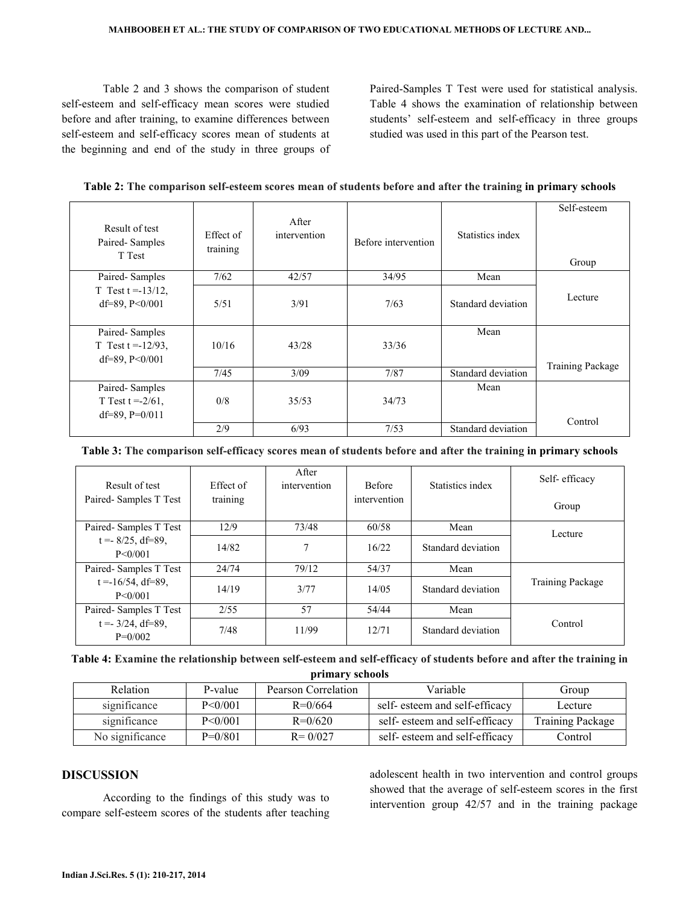Table 2 and 3 shows the comparison of student self-esteem and self-efficacy mean scores were studied before and after training, to examine differences between self-esteem and self-efficacy scores mean of students at the beginning and end of the study in three groups of Paired-Samples T Test were used for statistical analysis. Table 4 shows the examination of relationship between students' self-esteem and self-efficacy in three groups studied was used in this part of the Pearson test.

**Table 2: The comparison self-esteem scores mean of students before and after the training in primary schools**

| Result of test Paired- Samples T Test | Effect of training | After intervention | Before intervention | Statistics index | Self-esteem Group |
|---|---|---|---|---|---|
| Paired- Samples T Test t =-13/12, df=89, P<0/001 | 7/62 | 42/57 | 34/95 | Mean | Lecture |
| | 5/51 | 3/91 | 7/63 | Standard deviation | |
| Paired- Samples T Test t =-12/93, df=89, P<0/001 | 10/16 | 43/28 | 33/36 | Mean | Training Package |
| | 7/45 | 3/09 | 7/87 | Standard deviation | |
| Paired- Samples T Test t =-2/61, df=89, P=0/011 | 0/8 | 35/53 | 34/73 | Mean | Control |
| | 2/9 | 6/93 | 7/53 | Standard deviation | |

**Table 3: The comparison self-efficacy scores mean of students before and after the training in primary schools**

| Result of test Paired- Samples T Test | Effect of training | After intervention | Before intervention | Statistics index | Self- efficacy Group |
|---|---|---|---|---|---|
| Paired- Samples T Test t =- 8/25, df=89, P<0/001 | 12/9 | 73/48 | 60/58 | Mean | Lecture |
| | 14/82 | 7 | 16/22 | Standard deviation | |
| Paired- Samples T Test t =-16/54, df=89, P<0/001 | 24/74 | 79/12 | 54/37 | Mean | Training Package |
| | 14/19 | 3/77 | 14/05 | Standard deviation | |
| Paired- Samples T Test t =- 3/24, df=89, P=0/002 | 2/55 | 57 | 54/44 | Mean | Control |
| | 7/48 | 11/99 | 12/71 | Standard deviation | |

**Table 4: Examine the relationship between self-esteem and self-efficacy of students before and after the training in primary schools**

| Relation | P-value | Pearson Correlation | Variable | Group |
|---|---|---|---|---|
| significance | P<0/001 | R=0/664 | self- esteem and self-efficacy | Lecture |
| significance | P<0/001 | R=0/620 | self- esteem and self-efficacy | Training Package |
| No significance | P=0/801 | R= 0/027 | self- esteem and self-efficacy | Control |

## DISCUSSION

According to the findings of this study was to compare self-esteem scores of the students after teaching adolescent health in two intervention and control groups showed that the average of self-esteem scores in the first intervention group 42/57 and in the training package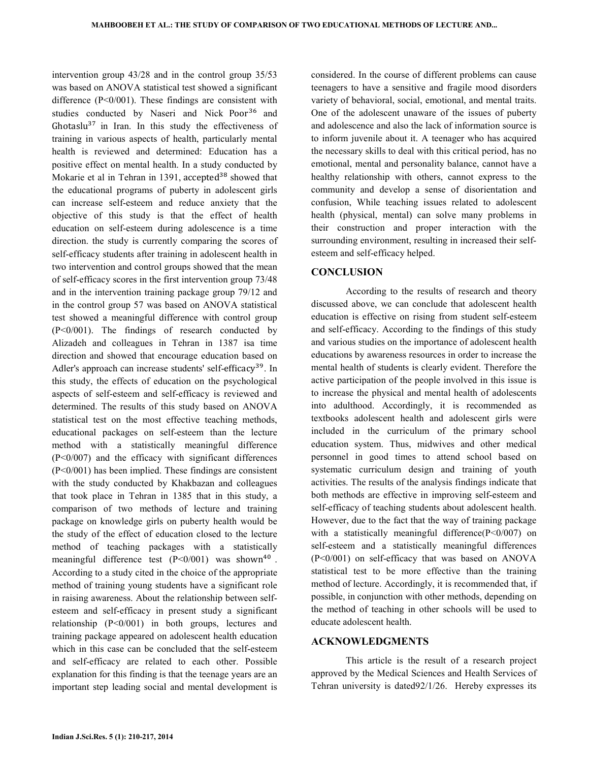intervention group 43/28 and in the control group 35/53 was based on ANOVA statistical test showed a significant difference (P<0/001). These findings are consistent with studies conducted by Naseri and Nick Poor[36] and Ghotaslu[37] in Iran. In this study the effectiveness of training in various aspects of health, particularly mental health is reviewed and determined: Education has a positive effect on mental health. In a study conducted by Mokarie et al in Tehran in 1391, accepted[38] showed that the educational programs of puberty in adolescent girls can increase self-esteem and reduce anxiety that the objective of this study is that the effect of health education on self-esteem during adolescence is a time direction. the study is currently comparing the scores of self-efficacy students after training in adolescent health in two intervention and control groups showed that the mean of self-efficacy scores in the first intervention group 73/48 and in the intervention training package group 79/12 and in the control group 57 was based on ANOVA statistical test showed a meaningful difference with control group (P<0/001). The findings of research conducted by Alizadeh and colleagues in Tehran in 1387 isa time direction and showed that encourage education based on Adler's approach can increase students' self-efficacy[39]. In this study, the effects of education on the psychological aspects of self-esteem and self-efficacy is reviewed and determined. The results of this study based on ANOVA statistical test on the most effective teaching methods, educational packages on self-esteem than the lecture method with a statistically meaningful difference (P<0/007) and the efficacy with significant differences (P<0/001) has been implied. These findings are consistent with the study conducted by Khakbazan and colleagues that took place in Tehran in 1385 that in this study, a comparison of two methods of lecture and training package on knowledge girls on puberty health would be the study of the effect of education closed to the lecture method of teaching packages with a statistically meaningful difference test (P<0/001) was shown[40]. According to a study cited in the choice of the appropriate method of training young students have a significant role in raising awareness. About the relationship between self-esteem and self-efficacy in present study a significant relationship (P<0/001) in both groups, lectures and training package appeared on adolescent health education which in this case can be concluded that the self-esteem and self-efficacy are related to each other. Possible explanation for this finding is that the teenage years are an important step leading social and mental development is considered. In the course of different problems can cause teenagers to have a sensitive and fragile mood disorders variety of behavioral, social, emotional, and mental traits. One of the adolescent unaware of the issues of puberty and adolescence and also the lack of information source is to inform juvenile about it. A teenager who has acquired the necessary skills to deal with this critical period, has no emotional, mental and personality balance, cannot have a healthy relationship with others, cannot express to the community and develop a sense of disorientation and confusion, While teaching issues related to adolescent health (physical, mental) can solve many problems in their construction and proper interaction with the surrounding environment, resulting in increased their self-esteem and self-efficacy helped.

## CONCLUSION

According to the results of research and theory discussed above, we can conclude that adolescent health education is effective on rising from student self-esteem and self-efficacy. According to the findings of this study and various studies on the importance of adolescent health educations by awareness resources in order to increase the mental health of students is clearly evident. Therefore the active participation of the people involved in this issue is to increase the physical and mental health of adolescents into adulthood. Accordingly, it is recommended as textbooks adolescent health and adolescent girls were included in the curriculum of the primary school education system. Thus, midwives and other medical personnel in good times to attend school based on systematic curriculum design and training of youth activities. The results of the analysis findings indicate that both methods are effective in improving self-esteem and self-efficacy of teaching students about adolescent health. However, due to the fact that the way of training package with a statistically meaningful difference(P<0/007) on self-esteem and a statistically meaningful differences (P<0/001) on self-efficacy that was based on ANOVA statistical test to be more effective than the training method of lecture. Accordingly, it is recommended that, if possible, in conjunction with other methods, depending on the method of teaching in other schools will be used to educate adolescent health.

## ACKNOWLEDGMENTS

This article is the result of a research project approved by the Medical Sciences and Health Services of Tehran university is dated92/1/26. Hereby expresses its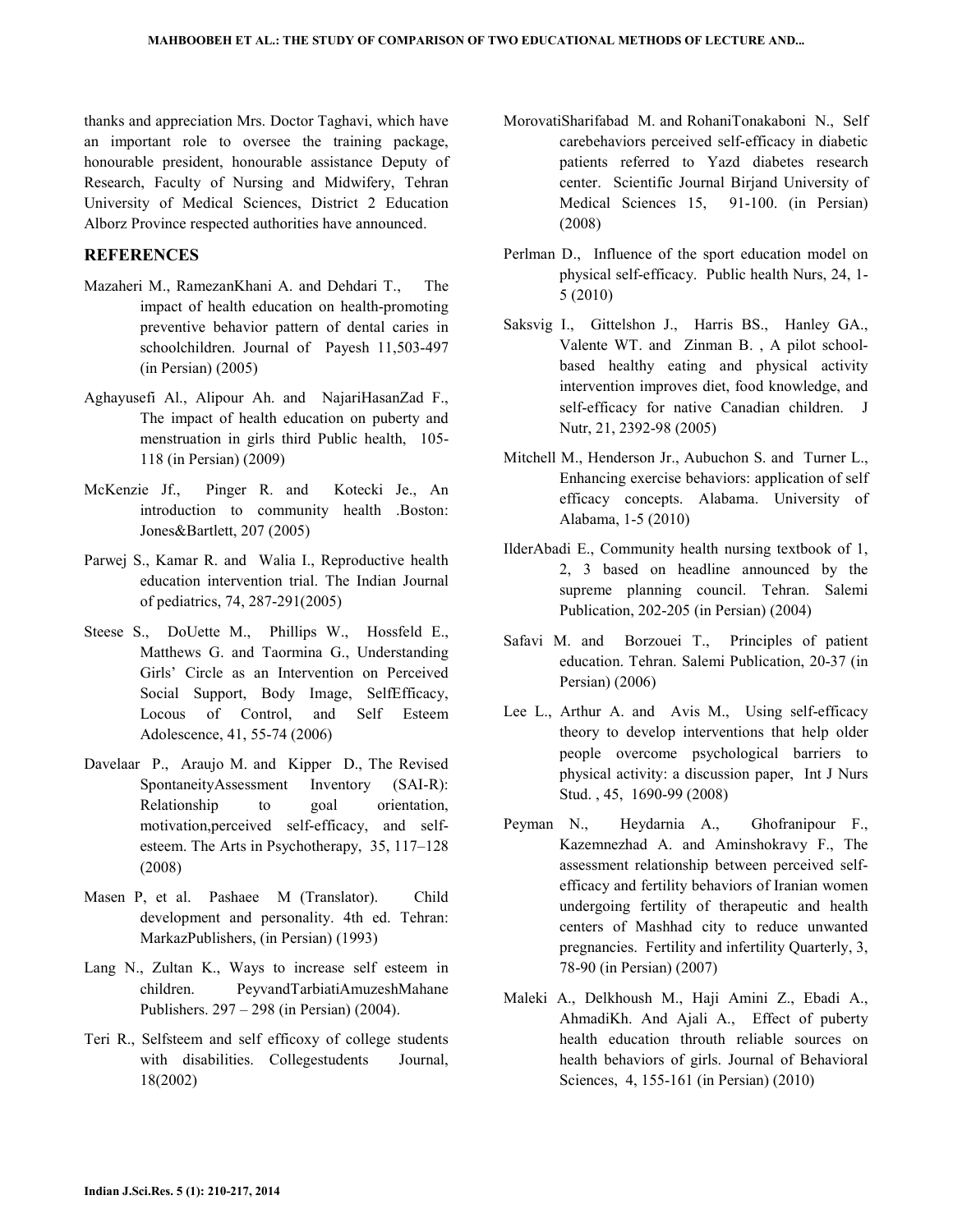thanks and appreciation Mrs. Doctor Taghavi, which have an important role to oversee the training package, honourable president, honourable assistance Deputy of Research, Faculty of Nursing and Midwifery, Tehran University of Medical Sciences, District 2 Education Alborz Province respected authorities have announced.

## REFERENCES

Mazaheri M., RamezanKhani A. and Dehdari T., The impact of health education on health-promoting preventive behavior pattern of dental caries in schoolchildren. Journal of Payesh 11,503-497 (in Persian) (2005)

Aghayusefi Al., Alipour Ah. and NajariHasanZad F., The impact of health education on puberty and menstruation in girls third Public health, 105-118 (in Persian) (2009)

McKenzie Jf., Pinger R. and Kotecki Je., An introduction to community health .Boston: Jones&Bartlett, 207 (2005)

Parwej S., Kamar R. and Walia I., Reproductive health education intervention trial. The Indian Journal of pediatrics, 74, 287-291(2005)

Steese S., DoUette M., Phillips W., Hossfeld E., Matthews G. and Taormina G., Understanding Girls' Circle as an Intervention on Perceived Social Support, Body Image, SelfEfficacy, Locous of Control, and Self Esteem Adolescence, 41, 55-74 (2006)

Davelaar P., Araujo M. and Kipper D., The Revised SpontaneityAssessment Inventory (SAI-R): Relationship to goal orientation, motivation,perceived self-efficacy, and self-esteem. The Arts in Psychotherapy, 35, 117–128 (2008)

Masen P, et al. Pashaee M (Translator). Child development and personality. 4th ed. Tehran: MarkazPublishers, (in Persian) (1993)

Lang N., Zultan K., Ways to increase self esteem in children. PeyvandTarbiatiAmuzeshMahane Publishers. 297 – 298 (in Persian) (2004).

Teri R., Selfsteem and self efficoxy of college students with disabilities. Collegestudents Journal, 18(2002)

MorovatiSharifabad M. and RohaniTonakaboni N., Self carebehaviors perceived self-efficacy in diabetic patients referred to Yazd diabetes research center. Scientific Journal Birjand University of Medical Sciences 15, 91-100. (in Persian) (2008)

Perlman D., Influence of the sport education model on physical self-efficacy. Public health Nurs, 24, 1-5 (2010)

Saksvig I., Gittelshon J., Harris BS., Hanley GA., Valente WT. and Zinman B. , A pilot school-based healthy eating and physical activity intervention improves diet, food knowledge, and self-efficacy for native Canadian children. J Nutr, 21, 2392-98 (2005)

Mitchell M., Henderson Jr., Aubuchon S. and Turner L., Enhancing exercise behaviors: application of self efficacy concepts. Alabama. University of Alabama, 1-5 (2010)

IlderAbadi E., Community health nursing textbook of 1, 2, 3 based on headline announced by the supreme planning council. Tehran. Salemi Publication, 202-205 (in Persian) (2004)

Safavi M. and Borzouei T., Principles of patient education. Tehran. Salemi Publication, 20-37 (in Persian) (2006)

Lee L., Arthur A. and Avis M., Using self-efficacy theory to develop interventions that help older people overcome psychological barriers to physical activity: a discussion paper, Int J Nurs Stud. , 45, 1690-99 (2008)

Peyman N., Heydarnia A., Ghofranipour F., Kazemnezhad A. and Aminshokravy F., The assessment relationship between perceived self-efficacy and fertility behaviors of Iranian women undergoing fertility of therapeutic and health centers of Mashhad city to reduce unwanted pregnancies. Fertility and infertility Quarterly, 3, 78-90 (in Persian) (2007)

Maleki A., Delkhoush M., Haji Amini Z., Ebadi A., AhmadiKh. And Ajali A., Effect of puberty health education throuth reliable sources on health behaviors of girls. Journal of Behavioral Sciences, 4, 155-161 (in Persian) (2010)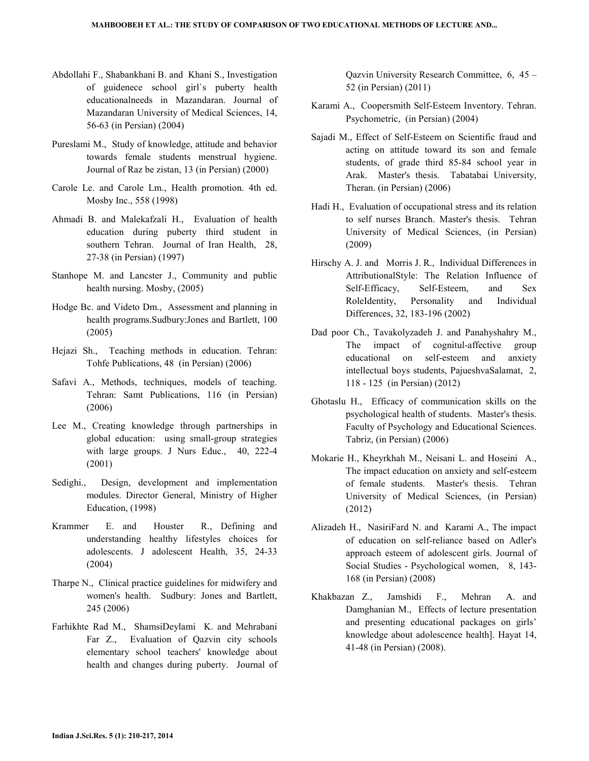Abdollahi F., Shabankhani B. and Khani S., Investigation of guidenece school girl`s puberty health educationalneeds in Mazandaran. Journal of Mazandaran University of Medical Sciences, 14, 56-63 (in Persian) (2004)

Pureslami M., Study of knowledge, attitude and behavior towards female students menstrual hygiene. Journal of Raz be zistan, 13 (in Persian) (2000)

Carole Le. and Carole Lm., Health promotion. 4th ed. Mosby Inc., 558 (1998)

Ahmadi B. and Malekafzali H., Evaluation of health education during puberty third student in southern Tehran. Journal of Iran Health, 28, 27-38 (in Persian) (1997)

Stanhope M. and Lancster J., Community and public health nursing. Mosby, (2005)

Hodge Bc. and Videto Dm., Assessment and planning in health programs.Sudbury:Jones and Bartlett, 100 (2005)

Hejazi Sh., Teaching methods in education. Tehran: Tohfe Publications, 48 (in Persian) (2006)

Safavi A., Methods, techniques, models of teaching. Tehran: Samt Publications, 116 (in Persian) (2006)

Lee M., Creating knowledge through partnerships in global education: using small-group strategies with large groups. J Nurs Educ., 40, 222-4 (2001)

Sedighi., Design, development and implementation modules. Director General, Ministry of Higher Education, (1998)

Krammer E. and Houster R., Defining and understanding healthy lifestyles choices for adolescents. J adolescent Health, 35, 24-33 (2004)

Tharpe N., Clinical practice guidelines for midwifery and women's health. Sudbury: Jones and Bartlett, 245 (2006)

Farhikhte Rad M., ShamsiDeylami K. and Mehrabani Far Z., Evaluation of Qazvin city schools elementary school teachers' knowledge about health and changes during puberty. Journal of Qazvin University Research Committee, 6, 45 – 52 (in Persian) (2011)

Karami A., Coopersmith Self-Esteem Inventory. Tehran. Psychometric, (in Persian) (2004)

Sajadi M., Effect of Self-Esteem on Scientific fraud and acting on attitude toward its son and female students, of grade third 85-84 school year in Arak. Master's thesis. Tabatabai University, Theran. (in Persian) (2006)

Hadi H., Evaluation of occupational stress and its relation to self nurses Branch. Master's thesis. Tehran University of Medical Sciences, (in Persian) (2009)

Hirschy A. J. and Morris J. R., Individual Differences in AttributionalStyle: The Relation Influence of Self-Efficacy, Self-Esteem, and Sex RoleIdentity, Personality and Individual Differences, 32, 183-196 (2002)

Dad poor Ch., Tavakolyzadeh J. and Panahyshahry M., The impact of cognitul-affective group educational on self-esteem and anxiety intellectual boys students, PajueshvaSalamat, 2, 118 - 125 (in Persian) (2012)

Ghotaslu H., Efficacy of communication skills on the psychological health of students. Master's thesis. Faculty of Psychology and Educational Sciences. Tabriz, (in Persian) (2006)

Mokarie H., Kheyrkhah M., Neisani L. and Hoseini A., The impact education on anxiety and self-esteem of female students. Master's thesis. Tehran University of Medical Sciences, (in Persian) (2012)

Alizadeh H., NasiriFard N. and Karami A., The impact of education on self-reliance based on Adler's approach esteem of adolescent girls. Journal of Social Studies - Psychological women, 8, 143-168 (in Persian) (2008)

Khakbazan Z., Jamshidi F., Mehran A. and Damghanian M., Effects of lecture presentation and presenting educational packages on girls' knowledge about adolescence health]. Hayat 14, 41-48 (in Persian) (2008).